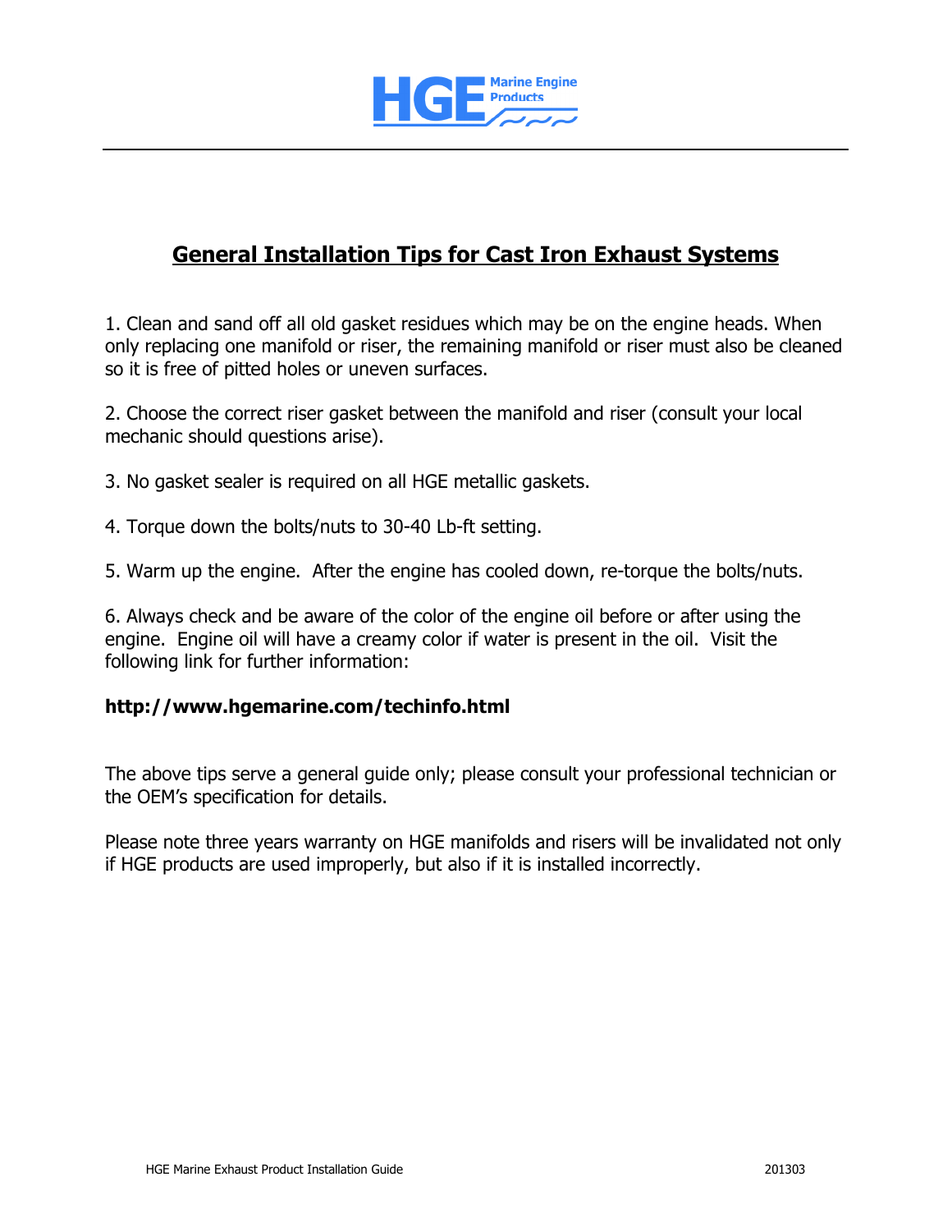HGE Marine Engine Products

# General Installation Tips for Cast Iron Exhaust Systems

1. Clean and sand off all old gasket residues which may be on the engine heads. When only replacing one manifold or riser, the remaining manifold or riser must also be cleaned so it is free of pitted holes or uneven surfaces.

2. Choose the correct riser gasket between the manifold and riser (consult your local mechanic should questions arise).

3. No gasket sealer is required on all HGE metallic gaskets.

4. Torque down the bolts/nuts to 30-40 Lb-ft setting.

5. Warm up the engine. After the engine has cooled down, re-torque the bolts/nuts.

6. Always check and be aware of the color of the engine oil before or after using the engine. Engine oil will have a creamy color if water is present in the oil. Visit the following link for further information:

**http://www.hgemarine.com/techinfo.html**

The above tips serve a general guide only; please consult your professional technician or the OEM's specification for details.

Please note three years warranty on HGE manifolds and risers will be invalidated not only if HGE products are used improperly, but also if it is installed incorrectly.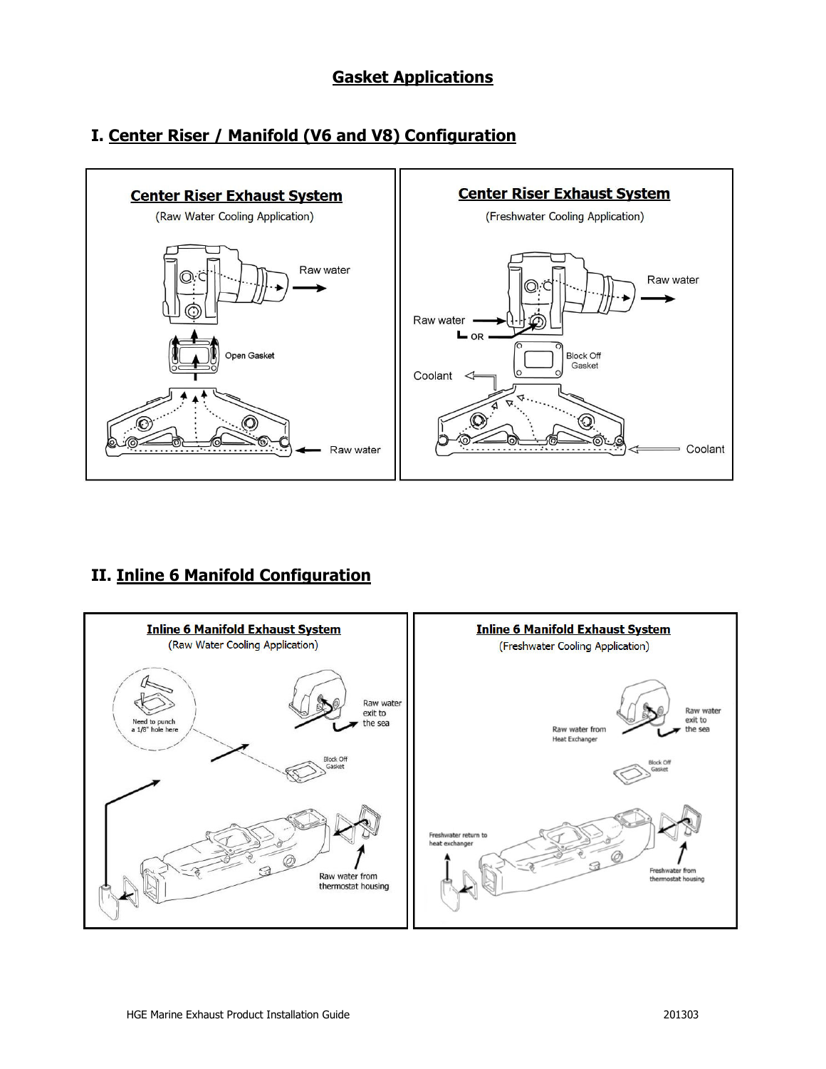# Gasket Applications

## I. Center Riser / Manifold (V6 and V8) Configuration

**Center Riser Exhaust System**

(Raw Water Cooling Application)

Raw water

Open Gasket

Raw water

**Center Riser Exhaust System**

(Freshwater Cooling Application)

Raw water

Raw water

OR

Block Off Gasket

Coolant

Coolant

## II. Inline 6 Manifold Configuration

**Inline 6 Manifold Exhaust System**

(Raw Water Cooling Application)

Need to punch a 1/8" hole here

Raw water exit to the sea

Block Off Gasket

Raw water from thermostat housing

**Inline 6 Manifold Exhaust System**

(Freshwater Cooling Application)

Raw water from Heat Exchanger

Raw water exit to the sea

Block Off Gasket

Freshwater return to heat exchanger

Freshwater from thermostat housing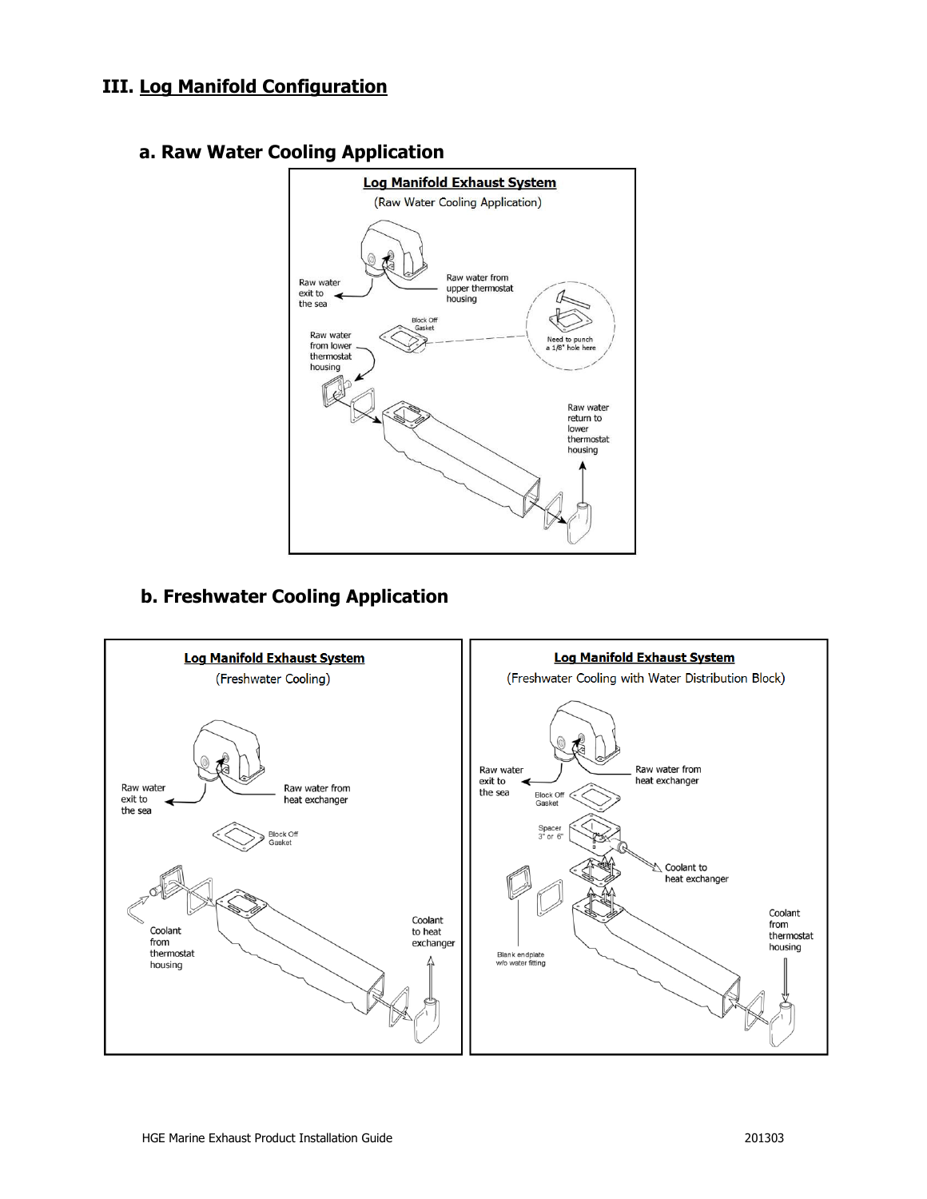# III. Log Manifold Configuration

## a. Raw Water Cooling Application

**Log Manifold Exhaust System**

(Raw Water Cooling Application)

Raw water exit to the sea

Raw water from upper thermostat housing

Block Off Gasket

Need to punch a 1/8" hole here

Raw water from lower thermostat housing

Raw water return to lower thermostat housing

## b. Freshwater Cooling Application

**Log Manifold Exhaust System**

(Freshwater Cooling)

Raw water exit to the sea

Raw water from heat exchanger

Block Off Gasket

Coolant from thermostat housing

Coolant to heat exchanger

**Log Manifold Exhaust System**

(Freshwater Cooling with Water Distribution Block)

Raw water exit to the sea

Raw water from heat exchanger

Block Off Gasket

Spacer 3" or 6"

Coolant to heat exchanger

Coolant from thermostat housing

Blank endplate w/o water fitting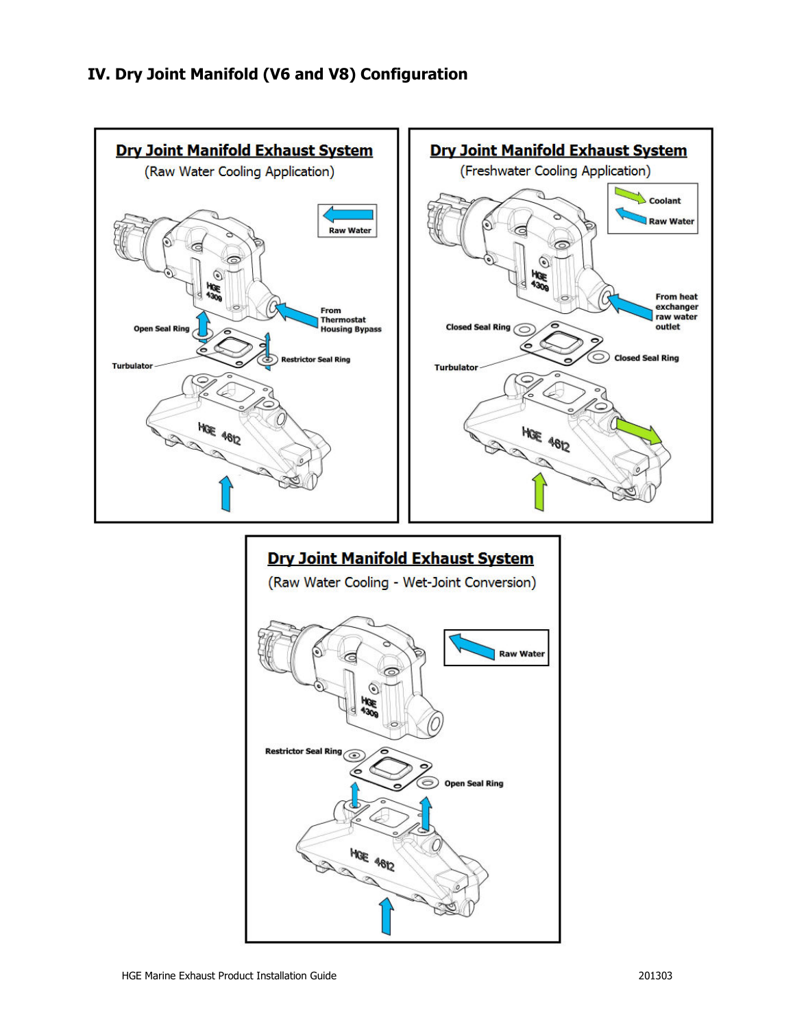## IV. Dry Joint Manifold (V6 and V8) Configuration

**Dry Joint Manifold Exhaust System**

(Raw Water Cooling Application)

Raw Water

From Thermostat Housing Bypass

Open Seal Ring

Restrictor Seal Ring

Turbulator

HGE 4309

HGE 4612

**Dry Joint Manifold Exhaust System**

(Freshwater Cooling Application)

Coolant

Raw Water

From heat exchanger raw water outlet

Closed Seal Ring

Closed Seal Ring

Turbulator

HGE 4309

HGE 4612

**Dry Joint Manifold Exhaust System**

(Raw Water Cooling - Wet-Joint Conversion)

Raw Water

Restrictor Seal Ring

Open Seal Ring

HGE 4309

HGE 4612